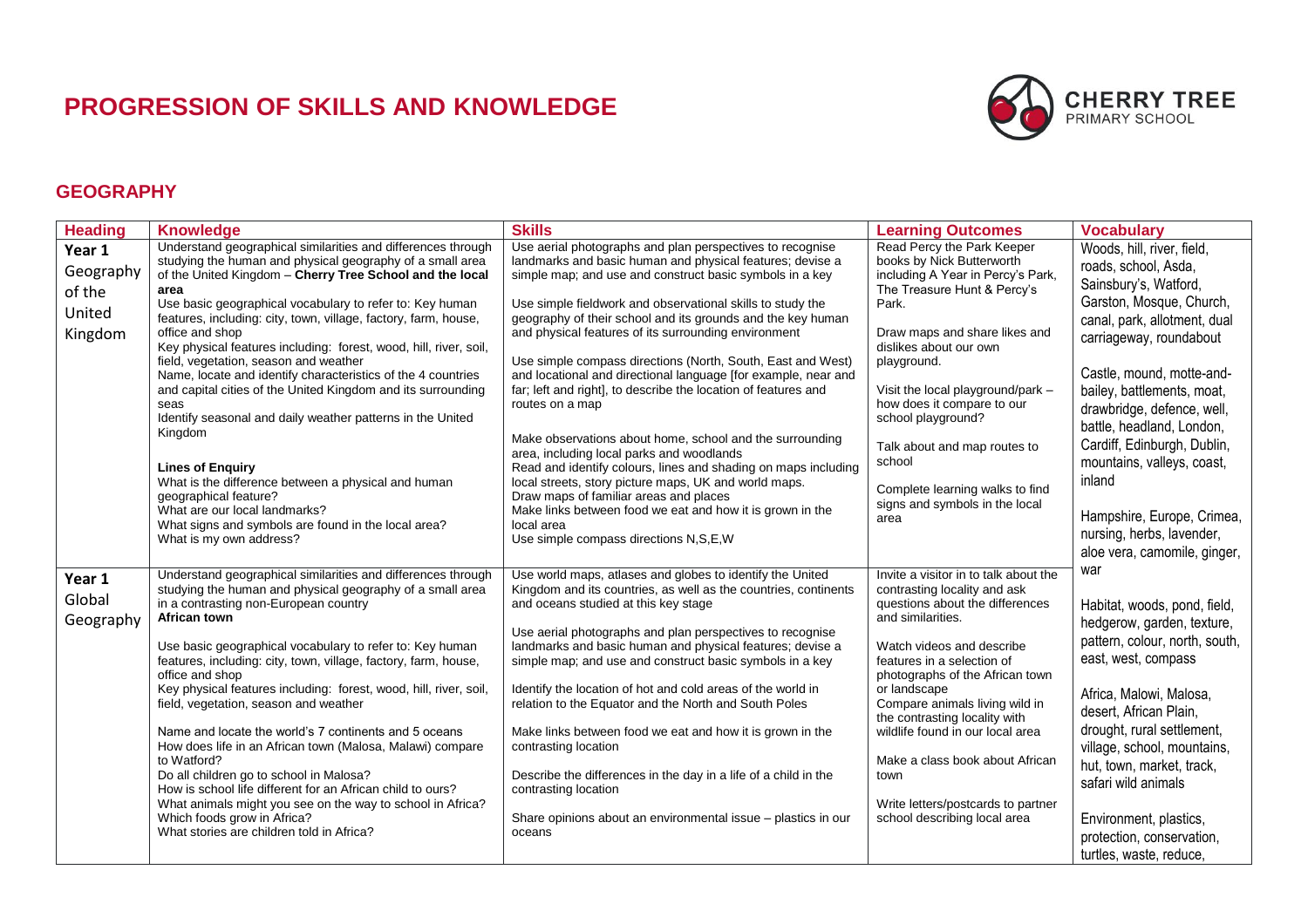# PROGRESSION OF SKILLS AND KNOWLEDGE

CHERRY TREE PRIMARY SCHOOL

## GEOGRAPHY

| Heading | Knowledge | Skills | Learning Outcomes | Vocabulary |
|---|---|---|---|---|
| Year 1 Geography of the United Kingdom | Understand geographical similarities and differences through studying the human and physical geography of a small area of the United Kingdom – **Cherry Tree School and the local area**<br>Use basic geographical vocabulary to refer to: Key human features, including: city, town, village, factory, farm, house, office and shop<br>Key physical features including: forest, wood, hill, river, soil, field, vegetation, season and weather<br>Name, locate and identify characteristics of the 4 countries and capital cities of the United Kingdom and its surrounding seas<br>Identify seasonal and daily weather patterns in the United Kingdom<br><br>**Lines of Enquiry**<br>What is the difference between a physical and human geographical feature?<br>What are our local landmarks?<br>What signs and symbols are found in the local area?<br>What is my own address? | Use aerial photographs and plan perspectives to recognise landmarks and basic human and physical features; devise a simple map; and use and construct basic symbols in a key<br><br>Use simple fieldwork and observational skills to study the geography of their school and its grounds and the key human and physical features of its surrounding environment<br><br>Use simple compass directions (North, South, East and West) and locational and directional language [for example, near and far; left and right], to describe the location of features and routes on a map<br><br>Make observations about home, school and the surrounding area, including local parks and woodlands<br>Read and identify colours, lines and shading on maps including local streets, story picture maps, UK and world maps.<br>Draw maps of familiar areas and places<br>Make links between food we eat and how it is grown in the local area<br>Use simple compass directions N,S,E,W | Read Percy the Park Keeper books by Nick Butterworth including A Year in Percy's Park, The Treasure Hunt & Percy's Park.<br><br>Draw maps and share likes and dislikes about our own playground.<br><br>Visit the local playground/park – how does it compare to our school playground?<br><br>Talk about and map routes to school<br><br>Complete learning walks to find signs and symbols in the local area | Woods, hill, river, field, roads, school, Asda, Sainsbury's, Watford, Garston, Mosque, Church, canal, park, allotment, dual carriageway, roundabout<br><br>Castle, mound, motte-and-bailey, battlements, moat, drawbridge, defence, well, battle, headland, London, Cardiff, Edinburgh, Dublin, mountains, valleys, coast, inland<br><br>Hampshire, Europe, Crimea, nursing, herbs, lavender, aloe vera, camomile, ginger, war<br><br>Habitat, woods, pond, field, hedgerow, garden, texture, pattern, colour, north, south, east, west, compass<br><br>Africa, Malowi, Malosa, desert, African Plain, drought, rural settlement, village, school, mountains, hut, town, market, track, safari wild animals<br><br>Environment, plastics, protection, conservation, turtles, waste, reduce, |
| Year 1 Global Geography | Understand geographical similarities and differences through studying the human and physical geography of a small area in a contrasting non-European country<br>**African town**<br><br>Use basic geographical vocabulary to refer to: Key human features, including: city, town, village, factory, farm, house, office and shop<br>Key physical features including: forest, wood, hill, river, soil, field, vegetation, season and weather<br><br>Name and locate the world's 7 continents and 5 oceans<br>How does life in an African town (Malosa, Malawi) compare to Watford?<br>Do all children go to school in Malosa?<br>How is school life different for an African child to ours?<br>What animals might you see on the way to school in Africa?<br>Which foods grow in Africa?<br>What stories are children told in Africa? | Use world maps, atlases and globes to identify the United Kingdom and its countries, as well as the countries, continents and oceans studied at this key stage<br><br>Use aerial photographs and plan perspectives to recognise landmarks and basic human and physical features; devise a simple map; and use and construct basic symbols in a key<br><br>Identify the location of hot and cold areas of the world in relation to the Equator and the North and South Poles<br><br>Make links between food we eat and how it is grown in the contrasting location<br><br>Describe the differences in the day in a life of a child in the contrasting location<br><br>Share opinions about an environmental issue – plastics in our oceans | Invite a visitor in to talk about the contrasting locality and ask questions about the differences and similarities.<br><br>Watch videos and describe features in a selection of photographs of the African town or landscape<br>Compare animals living wild in the contrasting locality with wildlife found in our local area<br><br>Make a class book about African town<br><br>Write letters/postcards to partner school describing local area | |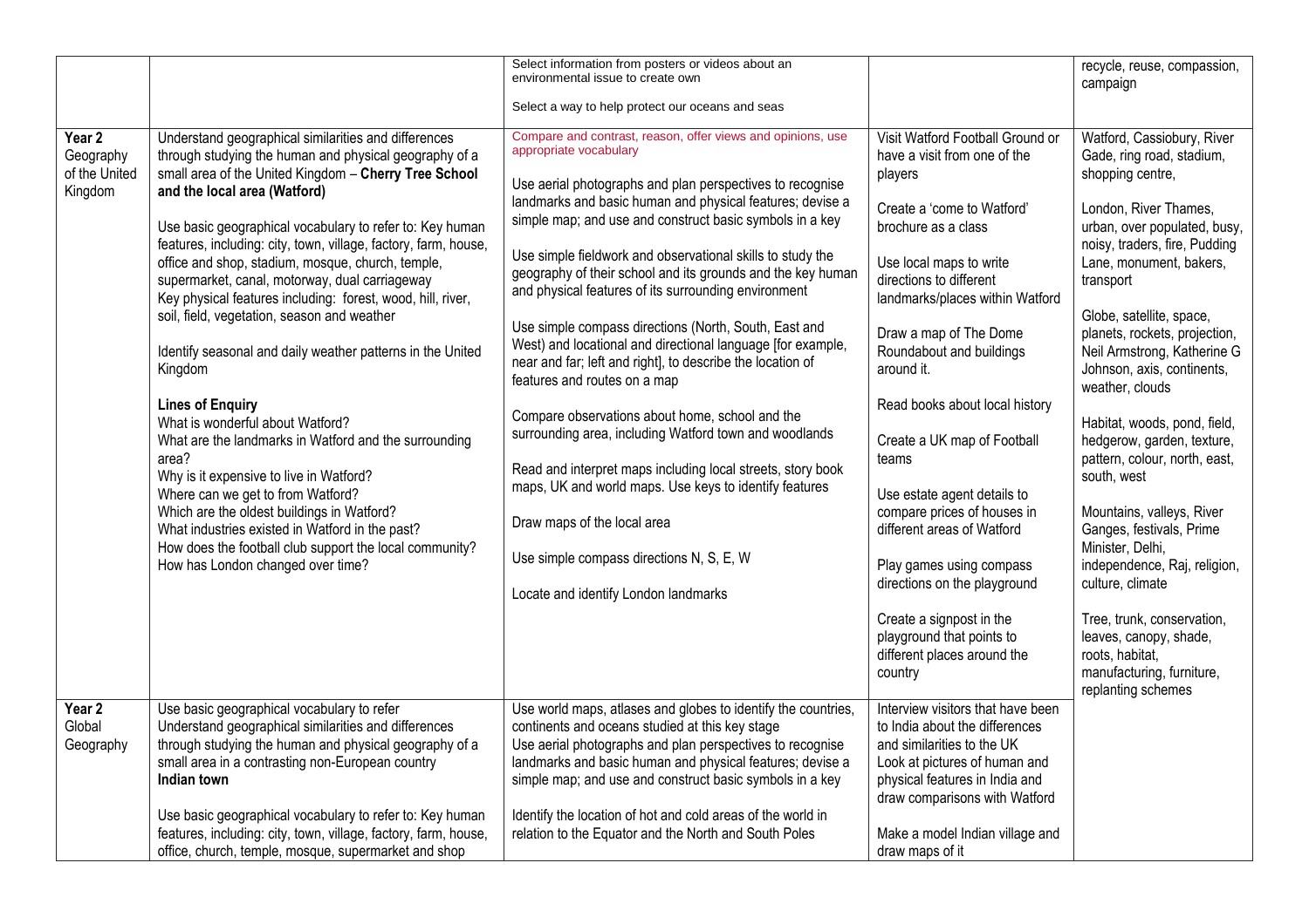| | | | | |
|---|---|---|---|---|
| | | Select information from posters or videos about an environmental issue to create own<br><br>Select a way to help protect our oceans and seas | | recycle, reuse, compassion, campaign |
| **Year 2** Geography of the United Kingdom | Understand geographical similarities and differences through studying the human and physical geography of a small area of the United Kingdom – **Cherry Tree School and the local area (Watford)**<br><br>Use basic geographical vocabulary to refer to: Key human features, including: city, town, village, factory, farm, house, office and shop, stadium, mosque, church, temple, supermarket, canal, motorway, dual carriageway<br>Key physical features including: forest, wood, hill, river, soil, field, vegetation, season and weather<br><br>Identify seasonal and daily weather patterns in the United Kingdom<br><br>**Lines of Enquiry**<br>What is wonderful about Watford?<br>What are the landmarks in Watford and the surrounding area?<br>Why is it expensive to live in Watford?<br>Where can we get to from Watford?<br>Which are the oldest buildings in Watford?<br>What industries existed in Watford in the past?<br>How does the football club support the local community?<br>How has London changed over time? | Compare and contrast, reason, offer views and opinions, use appropriate vocabulary<br><br>Use aerial photographs and plan perspectives to recognise landmarks and basic human and physical features; devise a simple map; and use and construct basic symbols in a key<br><br>Use simple fieldwork and observational skills to study the geography of their school and its grounds and the key human and physical features of its surrounding environment<br><br>Use simple compass directions (North, South, East and West) and locational and directional language [for example, near and far; left and right], to describe the location of features and routes on a map<br><br>Compare observations about home, school and the surrounding area, including Watford town and woodlands<br><br>Read and interpret maps including local streets, story book maps, UK and world maps. Use keys to identify features<br><br>Draw maps of the local area<br><br>Use simple compass directions N, S, E, W<br><br>Locate and identify London landmarks | Visit Watford Football Ground or have a visit from one of the players<br><br>Create a 'come to Watford' brochure as a class<br><br>Use local maps to write directions to different landmarks/places within Watford<br><br>Draw a map of The Dome Roundabout and buildings around it.<br><br>Read books about local history<br><br>Create a UK map of Football teams<br><br>Use estate agent details to compare prices of houses in different areas of Watford<br><br>Play games using compass directions on the playground<br><br>Create a signpost in the playground that points to different places around the country | Watford, Cassiobury, River Gade, ring road, stadium, shopping centre,<br><br>London, River Thames, urban, over populated, busy, noisy, traders, fire, Pudding Lane, monument, bakers, transport<br><br>Globe, satellite, space, planets, rockets, projection, Neil Armstrong, Katherine G Johnson, axis, continents, weather, clouds<br><br>Habitat, woods, pond, field, hedgerow, garden, texture, pattern, colour, north, east, south, west<br><br>Mountains, valleys, River Ganges, festivals, Prime Minister, Delhi, independence, Raj, religion, culture, climate<br><br>Tree, trunk, conservation, leaves, canopy, shade, roots, habitat, manufacturing, furniture, replanting schemes |
| **Year 2** Global Geography | Use basic geographical vocabulary to refer<br>Understand geographical similarities and differences through studying the human and physical geography of a small area in a contrasting non-European country<br>**Indian town**<br><br>Use basic geographical vocabulary to refer to: Key human features, including: city, town, village, factory, farm, house, office, church, temple, mosque, supermarket and shop | Use world maps, atlases and globes to identify the countries, continents and oceans studied at this key stage<br>Use aerial photographs and plan perspectives to recognise landmarks and basic human and physical features; devise a simple map; and use and construct basic symbols in a key<br><br>Identify the location of hot and cold areas of the world in relation to the Equator and the North and South Poles | Interview visitors that have been to India about the differences and similarities to the UK<br>Look at pictures of human and physical features in India and draw comparisons with Watford<br><br>Make a model Indian village and draw maps of it | |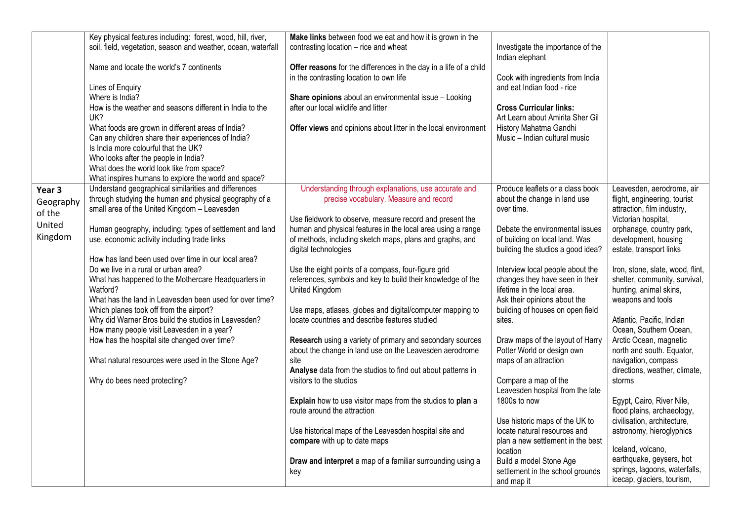| | | | | |
|---|---|---|---|---|
| | Key physical features including: forest, wood, hill, river, soil, field, vegetation, season and weather, ocean, waterfall<br><br>Name and locate the world's 7 continents<br><br>Lines of Enquiry<br>Where is India?<br>How is the weather and seasons different in India to the UK?<br>What foods are grown in different areas of India?<br>Can any children share their experiences of India?<br>Is India more colourful that the UK?<br>Who looks after the people in India?<br>What does the world look like from space?<br>What inspires humans to explore the world and space? | **Make links** between food we eat and how it is grown in the contrasting location – rice and wheat<br><br>**Offer reasons** for the differences in the day in a life of a child in the contrasting location to own life<br><br>**Share opinions** about an environmental issue – Looking after our local wildlife and litter<br><br>**Offer views** and opinions about litter in the local environment | Investigate the importance of the Indian elephant<br><br>Cook with ingredients from India and eat Indian food - rice<br><br>**Cross Curricular links:**<br>Art Learn about Amirita Sher Gil<br>History Mahatma Gandhi<br>Music – Indian cultural music | |
| **Year 3 Geography of the United Kingdom** | Understand geographical similarities and differences through studying the human and physical geography of a small area of the United Kingdom – Leavesden<br><br>Human geography, including: types of settlement and land use, economic activity including trade links<br><br>How has land been used over time in our local area?<br>Do we live in a rural or urban area?<br>What has happened to the Mothercare Headquarters in Watford?<br>What has the land in Leavesden been used for over time?<br>Which planes took off from the airport?<br>Why did Warner Bros build the studios in Leavesden?<br>How many people visit Leavesden in a year?<br>How has the hospital site changed over time?<br><br>What natural resources were used in the Stone Age?<br><br>Why do bees need protecting? | Understanding through explanations, use accurate and precise vocabulary. Measure and record<br><br>Use fieldwork to observe, measure record and present the human and physical features in the local area using a range of methods, including sketch maps, plans and graphs, and digital technologies<br><br>Use the eight points of a compass, four-figure grid references, symbols and key to build their knowledge of the United Kingdom<br><br>Use maps, atlases, globes and digital/computer mapping to locate countries and describe features studied<br><br>**Research** using a variety of primary and secondary sources about the change in land use on the Leavesden aerodrome site<br>**Analyse** data from the studios to find out about patterns in visitors to the studios<br><br>**Explain** how to use visitor maps from the studios to **plan** a route around the attraction<br><br>Use historical maps of the Leavesden hospital site and **compare** with up to date maps<br><br>**Draw and interpret** a map of a familiar surrounding using a key | Produce leaflets or a class book about the change in land use over time.<br><br>Debate the environmental issues of building on local land. Was building the studios a good idea?<br><br>Interview local people about the changes they have seen in their lifetime in the local area.<br>Ask their opinions about the building of houses on open field sites.<br><br>Draw maps of the layout of Harry Potter World or design own maps of an attraction<br><br>Compare a map of the Leavesden hospital from the late 1800s to now<br><br>Use historic maps of the UK to locate natural resources and plan a new settlement in the best location<br>Build a model Stone Age settlement in the school grounds and map it | Leavesden, aerodrome, air flight, engineering, tourist attraction, film industry, Victorian hospital, orphanage, country park, development, housing estate, transport links<br><br>Iron, stone, slate, wood, flint, shelter, community, survival, hunting, animal skins, weapons and tools<br><br>Atlantic, Pacific, Indian Ocean, Southern Ocean, Arctic Ocean, magnetic north and south. Equator, navigation, compass directions, weather, climate, storms<br><br>Egypt, Cairo, River Nile, flood plains, archaeology, civilisation, architecture, astronomy, hieroglyphics<br><br>Iceland, volcano, earthquake, geysers, hot springs, lagoons, waterfalls, icecap, glaciers, tourism, |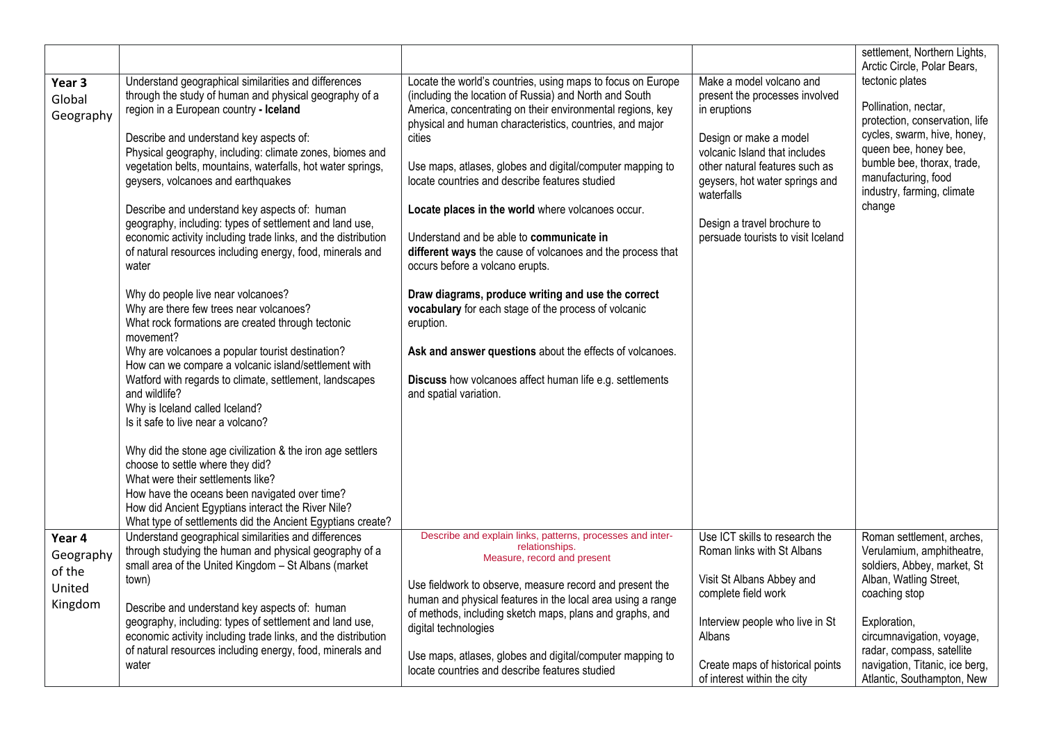| | | | | |
|---|---|---|---|---|
| | | | | settlement, Northern Lights, Arctic Circle, Polar Bears, |
| **Year 3** Global Geography | Understand geographical similarities and differences through the study of human and physical geography of a region in a European country **- Iceland**<br><br>Describe and understand key aspects of:<br>Physical geography, including: climate zones, biomes and vegetation belts, mountains, waterfalls, hot water springs, geysers, volcanoes and earthquakes<br><br>Describe and understand key aspects of: human geography, including: types of settlement and land use, economic activity including trade links, and the distribution of natural resources including energy, food, minerals and water<br><br>Why do people live near volcanoes?<br>Why are there few trees near volcanoes?<br>What rock formations are created through tectonic movement?<br>Why are volcanoes a popular tourist destination?<br>How can we compare a volcanic island/settlement with Watford with regards to climate, settlement, landscapes and wildlife?<br>Why is Iceland called Iceland?<br>Is it safe to live near a volcano?<br><br>Why did the stone age civilization & the iron age settlers choose to settle where they did?<br>What were their settlements like?<br>How have the oceans been navigated over time?<br>How did Ancient Egyptians interact the River Nile?<br>What type of settlements did the Ancient Egyptians create? | Locate the world's countries, using maps to focus on Europe (including the location of Russia) and North and South America, concentrating on their environmental regions, key physical and human characteristics, countries, and major cities<br><br>Use maps, atlases, globes and digital/computer mapping to locate countries and describe features studied<br><br>**Locate places in the world** where volcanoes occur.<br><br>Understand and be able to **communicate in different ways** the cause of volcanoes and the process that occurs before a volcano erupts.<br><br>**Draw diagrams, produce writing and use the correct vocabulary** for each stage of the process of volcanic eruption.<br><br>**Ask and answer questions** about the effects of volcanoes.<br><br>**Discuss** how volcanoes affect human life e.g. settlements and spatial variation. | Make a model volcano and present the processes involved in eruptions<br><br>Design or make a model volcanic Island that includes other natural features such as geysers, hot water springs and waterfalls<br><br>Design a travel brochure to persuade tourists to visit Iceland | tectonic plates<br><br>Pollination, nectar, protection, conservation, life cycles, swarm, hive, honey, queen bee, honey bee, bumble bee, thorax, trade, manufacturing, food industry, farming, climate change |
| **Year 4** Geography of the United Kingdom | Understand geographical similarities and differences through studying the human and physical geography of a small area of the United Kingdom – St Albans (market town)<br><br>Describe and understand key aspects of: human geography, including: types of settlement and land use, economic activity including trade links, and the distribution of natural resources including energy, food, minerals and water | Describe and explain links, patterns, processes and inter-relationships.<br>Measure, record and present<br><br>Use fieldwork to observe, measure record and present the human and physical features in the local area using a range of methods, including sketch maps, plans and graphs, and digital technologies<br><br>Use maps, atlases, globes and digital/computer mapping to locate countries and describe features studied | Use ICT skills to research the Roman links with St Albans<br><br>Visit St Albans Abbey and complete field work<br><br>Interview people who live in St Albans<br><br>Create maps of historical points of interest within the city | Roman settlement, arches, Verulamium, amphitheatre, soldiers, Abbey, market, St Alban, Watling Street, coaching stop<br><br>Exploration, circumnavigation, voyage, radar, compass, satellite navigation, Titanic, ice berg, Atlantic, Southampton, New |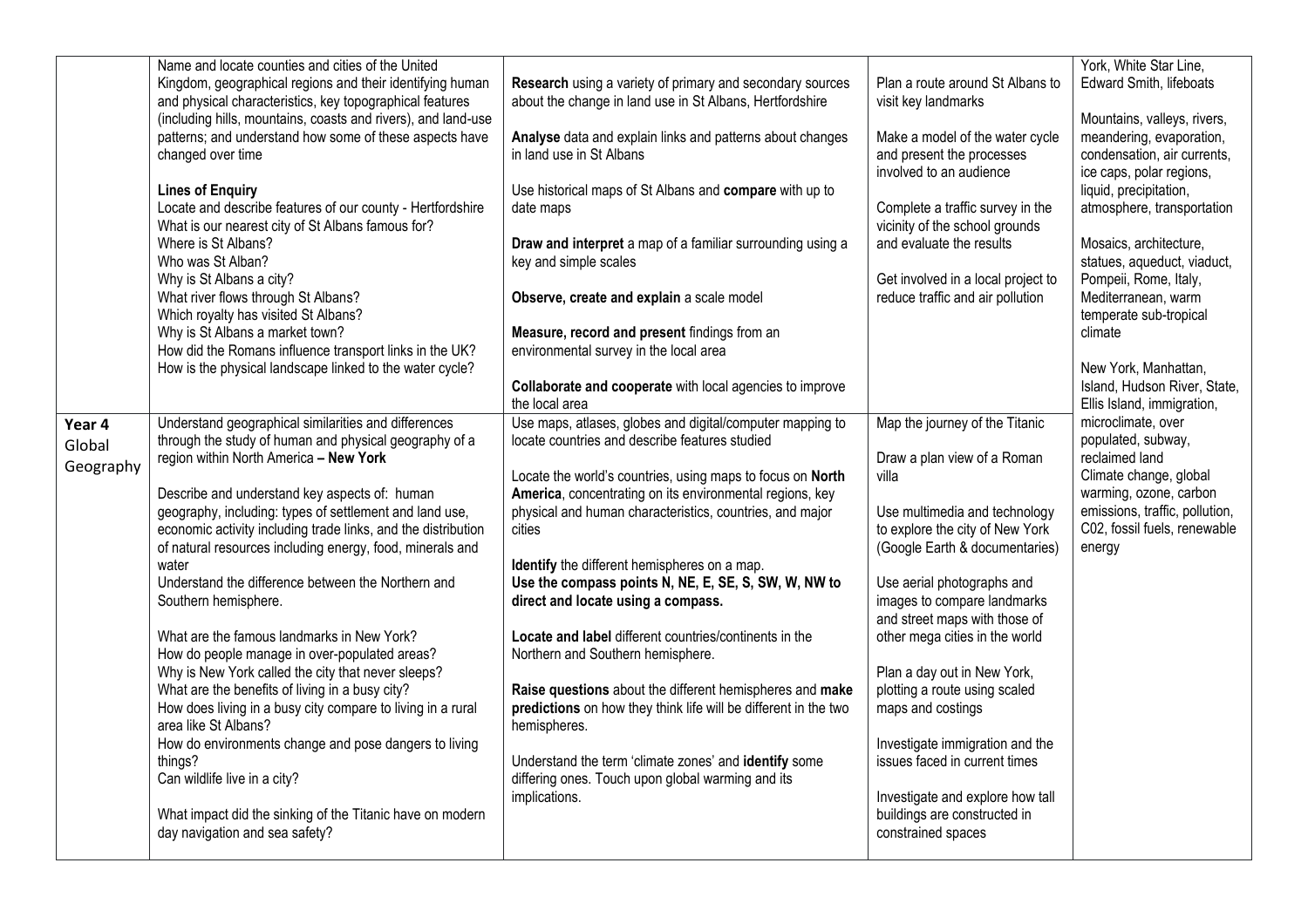| | | | | |
|---|---|---|---|---|
| | Name and locate counties and cities of the United Kingdom, geographical regions and their identifying human and physical characteristics, key topographical features (including hills, mountains, coasts and rivers), and land-use patterns; and understand how some of these aspects have changed over time<br><br>**Lines of Enquiry**<br>Locate and describe features of our county - Hertfordshire<br>What is our nearest city of St Albans famous for?<br>Where is St Albans?<br>Who was St Alban?<br>Why is St Albans a city?<br>What river flows through St Albans?<br>Which royalty has visited St Albans?<br>Why is St Albans a market town?<br>How did the Romans influence transport links in the UK?<br>How is the physical landscape linked to the water cycle? | **Research** using a variety of primary and secondary sources about the change in land use in St Albans, Hertfordshire<br><br>**Analyse** data and explain links and patterns about changes in land use in St Albans<br><br>Use historical maps of St Albans and **compare** with up to date maps<br><br>**Draw and interpret** a map of a familiar surrounding using a key and simple scales<br><br>**Observe, create and explain** a scale model<br><br>**Measure, record and present** findings from an environmental survey in the local area<br><br>**Collaborate and cooperate** with local agencies to improve the local area | Plan a route around St Albans to visit key landmarks<br><br>Make a model of the water cycle and present the processes involved to an audience<br><br>Complete a traffic survey in the vicinity of the school grounds and evaluate the results<br><br>Get involved in a local project to reduce traffic and air pollution | York, White Star Line, Edward Smith, lifeboats<br><br>Mountains, valleys, rivers, meandering, evaporation, condensation, air currents, ice caps, polar regions, liquid, precipitation, atmosphere, transportation<br><br>Mosaics, architecture, statues, aqueduct, viaduct, Pompeii, Rome, Italy, Mediterranean, warm temperate sub-tropical climate<br><br>New York, Manhattan, Island, Hudson River, State, Ellis Island, immigration, microclimate, over populated, subway, reclaimed land<br>Climate change, global warming, ozone, carbon emissions, traffic, pollution, C02, fossil fuels, renewable energy |
| **Year 4 Global Geography** | Understand geographical similarities and differences through the study of human and physical geography of a region within North America **– New York**<br><br>Describe and understand key aspects of: human geography, including: types of settlement and land use, economic activity including trade links, and the distribution of natural resources including energy, food, minerals and water<br>Understand the difference between the Northern and Southern hemisphere.<br><br>What are the famous landmarks in New York?<br>How do people manage in over-populated areas?<br>Why is New York called the city that never sleeps?<br>What are the benefits of living in a busy city?<br>How does living in a busy city compare to living in a rural area like St Albans?<br>How do environments change and pose dangers to living things?<br>Can wildlife live in a city?<br><br>What impact did the sinking of the Titanic have on modern day navigation and sea safety? | Use maps, atlases, globes and digital/computer mapping to locate countries and describe features studied<br><br>Locate the world's countries, using maps to focus on **North America**, concentrating on its environmental regions, key physical and human characteristics, countries, and major cities<br><br>**Identify** the different hemispheres on a map.<br>**Use the compass points N, NE, E, SE, S, SW, W, NW to direct and locate using a compass.**<br><br>**Locate and label** different countries/continents in the Northern and Southern hemisphere.<br><br>**Raise questions** about the different hemispheres and **make predictions** on how they think life will be different in the two hemispheres.<br><br>Understand the term 'climate zones' and **identify** some differing ones. Touch upon global warming and its implications. | Map the journey of the Titanic<br><br>Draw a plan view of a Roman villa<br><br>Use multimedia and technology to explore the city of New York (Google Earth & documentaries)<br><br>Use aerial photographs and images to compare landmarks and street maps with those of other mega cities in the world<br><br>Plan a day out in New York, plotting a route using scaled maps and costings<br><br>Investigate immigration and the issues faced in current times<br><br>Investigate and explore how tall buildings are constructed in constrained spaces | |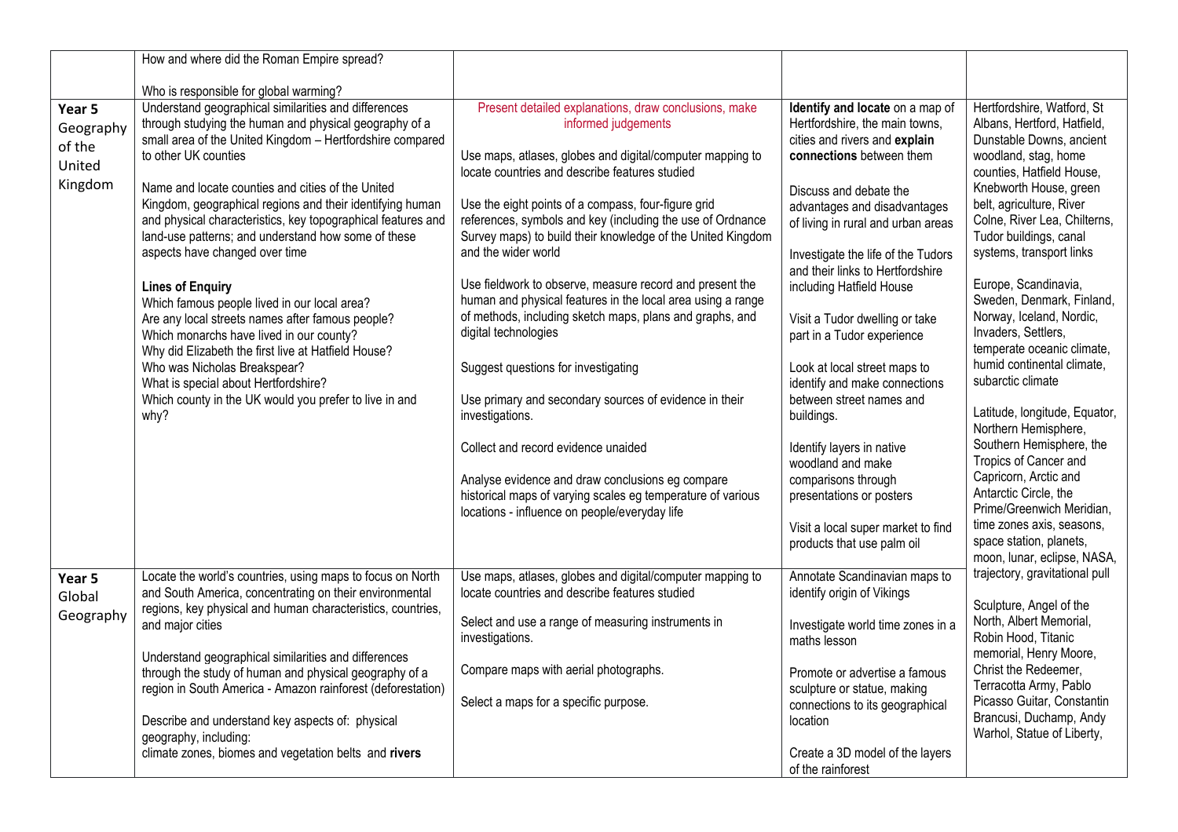| | | | | |
|---|---|---|---|---|
| | How and where did the Roman Empire spread?<br><br>Who is responsible for global warming? | | | |
| **Year 5 Geography of the United Kingdom** | Understand geographical similarities and differences through studying the human and physical geography of a small area of the United Kingdom – Hertfordshire compared to other UK counties<br><br>Name and locate counties and cities of the United Kingdom, geographical regions and their identifying human and physical characteristics, key topographical features and land-use patterns; and understand how some of these aspects have changed over time<br><br>**Lines of Enquiry**<br>Which famous people lived in our local area?<br>Are any local streets names after famous people?<br>Which monarchs have lived in our county?<br>Why did Elizabeth the first live at Hatfield House?<br>Who was Nicholas Breakspear?<br>What is special about Hertfordshire?<br>Which county in the UK would you prefer to live in and why? | Present detailed explanations, draw conclusions, make informed judgements<br><br>Use maps, atlases, globes and digital/computer mapping to locate countries and describe features studied<br><br>Use the eight points of a compass, four-figure grid references, symbols and key (including the use of Ordnance Survey maps) to build their knowledge of the United Kingdom and the wider world<br><br>Use fieldwork to observe, measure record and present the human and physical features in the local area using a range of methods, including sketch maps, plans and graphs, and digital technologies<br><br>Suggest questions for investigating<br><br>Use primary and secondary sources of evidence in their investigations.<br><br>Collect and record evidence unaided<br><br>Analyse evidence and draw conclusions eg compare historical maps of varying scales eg temperature of various locations - influence on people/everyday life | **Identify and locate** on a map of Hertfordshire, the main towns, cities and rivers and **explain connections** between them<br><br>Discuss and debate the advantages and disadvantages of living in rural and urban areas<br><br>Investigate the life of the Tudors and their links to Hertfordshire including Hatfield House<br><br>Visit a Tudor dwelling or take part in a Tudor experience<br><br>Look at local street maps to identify and make connections between street names and buildings.<br><br>Identify layers in native woodland and make comparisons through presentations or posters<br><br>Visit a local super market to find products that use palm oil | Hertfordshire, Watford, St Albans, Hertford, Hatfield, Dunstable Downs, ancient woodland, stag, home counties, Hatfield House, Knebworth House, green belt, agriculture, River Colne, River Lea, Chilterns, Tudor buildings, canal systems, transport links<br><br>Europe, Scandinavia, Sweden, Denmark, Finland, Norway, Iceland, Nordic, Invaders, Settlers, temperate oceanic climate, humid continental climate, subarctic climate<br><br>Latitude, longitude, Equator, Northern Hemisphere, Southern Hemisphere, the Tropics of Cancer and Capricorn, Arctic and Antarctic Circle, the Prime/Greenwich Meridian, time zones axis, seasons, space station, planets, moon, lunar, eclipse, NASA, trajectory, gravitational pull<br><br>Sculpture, Angel of the North, Albert Memorial, Robin Hood, Titanic memorial, Henry Moore, Christ the Redeemer, Terracotta Army, Pablo Picasso Guitar, Constantin Brancusi, Duchamp, Andy Warhol, Statue of Liberty, |
| **Year 5 Global Geography** | Locate the world's countries, using maps to focus on North and South America, concentrating on their environmental regions, key physical and human characteristics, countries, and major cities<br><br>Understand geographical similarities and differences through the study of human and physical geography of a region in South America - Amazon rainforest (deforestation)<br><br>Describe and understand key aspects of: physical geography, including:<br>climate zones, biomes and vegetation belts and **rivers** | Use maps, atlases, globes and digital/computer mapping to locate countries and describe features studied<br><br>Select and use a range of measuring instruments in investigations.<br><br>Compare maps with aerial photographs.<br><br>Select a maps for a specific purpose. | Annotate Scandinavian maps to identify origin of Vikings<br><br>Investigate world time zones in a maths lesson<br><br>Promote or advertise a famous sculpture or statue, making connections to its geographical location<br><br>Create a 3D model of the layers of the rainforest | |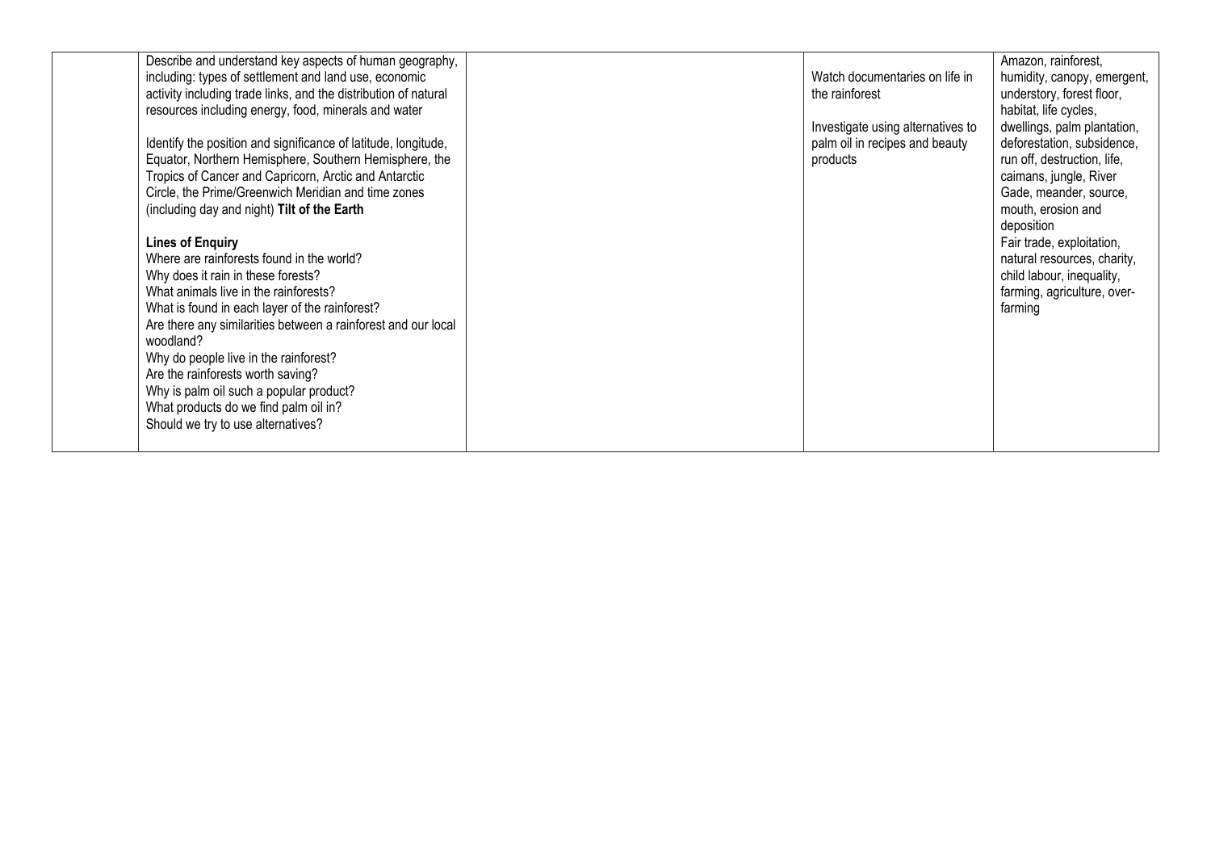| | | | | |
|---|---|---|---|---|
| | Describe and understand key aspects of human geography, including: types of settlement and land use, economic activity including trade links, and the distribution of natural resources including energy, food, minerals and water<br><br>Identify the position and significance of latitude, longitude, Equator, Northern Hemisphere, Southern Hemisphere, the Tropics of Cancer and Capricorn, Arctic and Antarctic Circle, the Prime/Greenwich Meridian and time zones (including day and night) **Tilt of the Earth**<br><br>**Lines of Enquiry**<br>Where are rainforests found in the world?<br>Why does it rain in these forests?<br>What animals live in the rainforests?<br>What is found in each layer of the rainforest?<br>Are there any similarities between a rainforest and our local woodland?<br>Why do people live in the rainforest?<br>Are the rainforests worth saving?<br>Why is palm oil such a popular product?<br>What products do we find palm oil in?<br>Should we try to use alternatives? | | Watch documentaries on life in the rainforest<br><br>Investigate using alternatives to palm oil in recipes and beauty products | Amazon, rainforest, humidity, canopy, emergent, understory, forest floor, habitat, life cycles, dwellings, palm plantation, deforestation, subsidence, run off, destruction, life, caimans, jungle, River Gade, meander, source, mouth, erosion and deposition<br>Fair trade, exploitation, natural resources, charity, child labour, inequality, farming, agriculture, over-farming |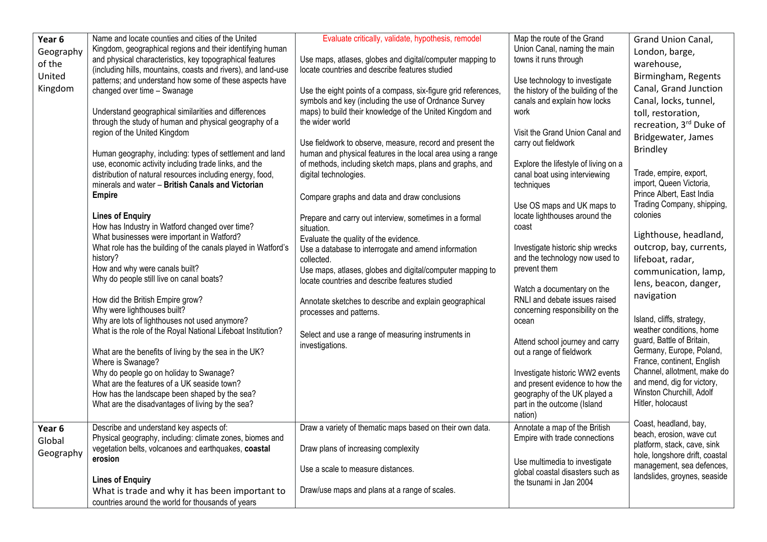| | | | | |
|---|---|---|---|---|
| **Year 6 Geography of the United Kingdom** | Name and locate counties and cities of the United Kingdom, geographical regions and their identifying human and physical characteristics, key topographical features (including hills, mountains, coasts and rivers), and land-use patterns; and understand how some of these aspects have changed over time – Swanage<br><br>Understand geographical similarities and differences through the study of human and physical geography of a region of the United Kingdom<br><br>Human geography, including: types of settlement and land use, economic activity including trade links, and the distribution of natural resources including energy, food, minerals and water – **British Canals and Victorian Empire**<br><br>**Lines of Enquiry**<br>How has Industry in Watford changed over time?<br>What businesses were important in Watford?<br>What role has the building of the canals played in Watford's history?<br>How and why were canals built?<br>Why do people still live on canal boats?<br><br>How did the British Empire grow?<br>Why were lighthouses built?<br>Why are lots of lighthouses not used anymore?<br>What is the role of the Royal National Lifeboat Institution?<br><br>What are the benefits of living by the sea in the UK?<br>Where is Swanage?<br>Why do people go on holiday to Swanage?<br>What are the features of a UK seaside town?<br>How has the landscape been shaped by the sea?<br>What are the disadvantages of living by the sea? | Evaluate critically, validate, hypothesis, remodel<br><br>Use maps, atlases, globes and digital/computer mapping to locate countries and describe features studied<br><br>Use the eight points of a compass, six-figure grid references, symbols and key (including the use of Ordnance Survey maps) to build their knowledge of the United Kingdom and the wider world<br><br>Use fieldwork to observe, measure, record and present the human and physical features in the local area using a range of methods, including sketch maps, plans and graphs, and digital technologies.<br><br>Compare graphs and data and draw conclusions<br><br>Prepare and carry out interview, sometimes in a formal situation.<br>Evaluate the quality of the evidence.<br>Use a database to interrogate and amend information collected.<br>Use maps, atlases, globes and digital/computer mapping to locate countries and describe features studied<br><br>Annotate sketches to describe and explain geographical processes and patterns.<br><br>Select and use a range of measuring instruments in investigations. | Map the route of the Grand Union Canal, naming the main towns it runs through<br><br>Use technology to investigate the history of the building of the canals and explain how locks work<br><br>Visit the Grand Union Canal and carry out fieldwork<br><br>Explore the lifestyle of living on a canal boat using interviewing techniques<br><br>Use OS maps and UK maps to locate lighthouses around the coast<br><br>Investigate historic ship wrecks and the technology now used to prevent them<br><br>Watch a documentary on the RNLI and debate issues raised concerning responsibility on the ocean<br><br>Attend school journey and carry out a range of fieldwork<br><br>Investigate historic WW2 events and present evidence to how the geography of the UK played a part in the outcome (Island nation) | Grand Union Canal, London, barge, warehouse, Birmingham, Regents Canal, Grand Junction Canal, locks, tunnel, toll, restoration, recreation, 3rd Duke of Bridgewater, James Brindley<br><br>Trade, empire, export, import, Queen Victoria, Prince Albert, East India Trading Company, shipping, colonies<br><br>Lighthouse, headland, outcrop, bay, currents, lifeboat, radar, communication, lamp, lens, beacon, danger, navigation<br><br>Island, cliffs, strategy, weather conditions, home guard, Battle of Britain, Germany, Europe, Poland, France, continent, English Channel, allotment, make do and mend, dig for victory, Winston Churchill, Adolf Hitler, holocaust |
| **Year 6 Global Geography** | Describe and understand key aspects of:<br>Physical geography, including: climate zones, biomes and vegetation belts, volcanoes and earthquakes, **coastal erosion**<br><br>**Lines of Enquiry**<br>What is trade and why it has been important to countries around the world for thousands of years | Draw a variety of thematic maps based on their own data.<br><br>Draw plans of increasing complexity<br><br>Use a scale to measure distances.<br><br>Draw/use maps and plans at a range of scales. | Annotate a map of the British Empire with trade connections<br><br>Use multimedia to investigate global coastal disasters such as the tsunami in Jan 2004 | Coast, headland, bay, beach, erosion, wave cut platform, stack, cave, sink hole, longshore drift, coastal management, sea defences, landslides, groynes, seaside |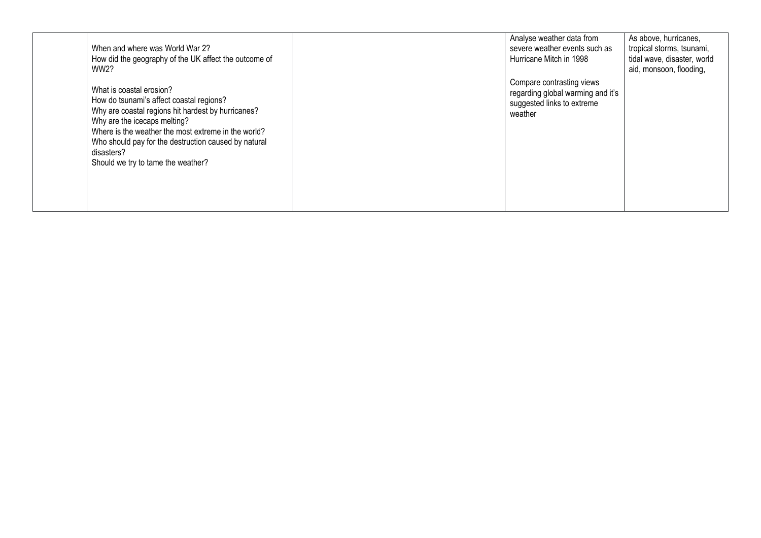| | | | | |
|---|---|---|---|---|
| | When and where was World War 2?<br>How did the geography of the UK affect the outcome of WW2?<br><br>What is coastal erosion?<br>How do tsunami's affect coastal regions?<br>Why are coastal regions hit hardest by hurricanes?<br>Why are the icecaps melting?<br>Where is the weather the most extreme in the world?<br>Who should pay for the destruction caused by natural disasters?<br>Should we try to tame the weather? | | Analyse weather data from severe weather events such as Hurricane Mitch in 1998<br><br>Compare contrasting views regarding global warming and it's suggested links to extreme weather | As above, hurricanes, tropical storms, tsunami, tidal wave, disaster, world aid, monsoon, flooding, |